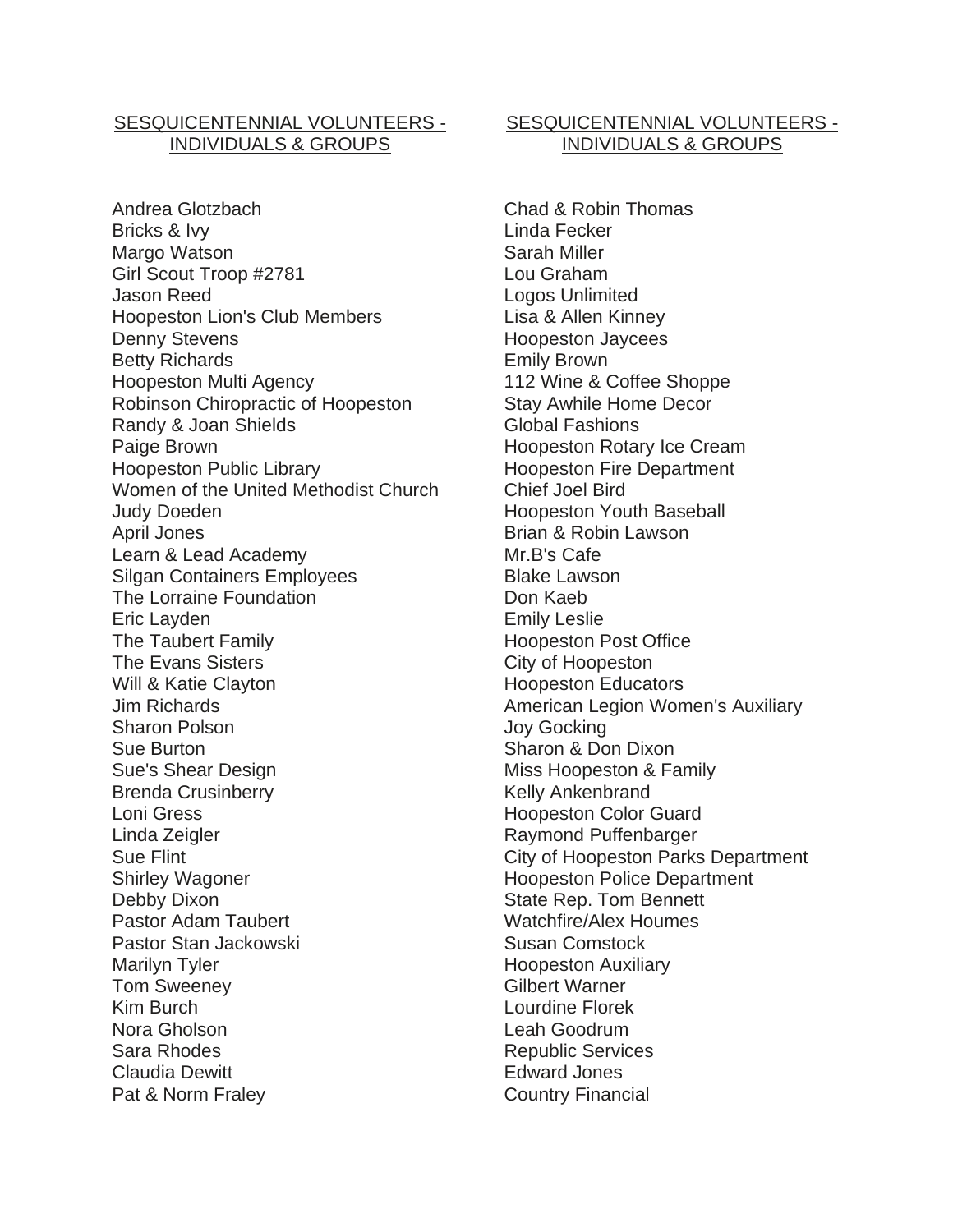SESQUICENTENNIAL VOLUNTEERS - INDIVIDUALS & GROUPS

Andrea Glotzbach
Bricks & Ivy
Margo Watson
Girl Scout Troop #2781
Jason Reed
Hoopeston Lion's Club Members
Denny Stevens
Betty Richards
Hoopeston Multi Agency
Robinson Chiropractic of Hoopeston
Randy & Joan Shields
Paige Brown
Hoopeston Public Library
Women of the United Methodist Church
Judy Doeden
April Jones
Learn & Lead Academy
Silgan Containers Employees
The Lorraine Foundation
Eric Layden
The Taubert Family
The Evans Sisters
Will & Katie Clayton
Jim Richards
Sharon Polson
Sue Burton
Sue's Shear Design
Brenda Crusinberry
Loni Gress
Linda Zeigler
Sue Flint
Shirley Wagoner
Debby Dixon
Pastor Adam Taubert
Pastor Stan Jackowski
Marilyn Tyler
Tom Sweeney
Kim Burch
Nora Gholson
Sara Rhodes
Claudia Dewitt
Pat & Norm Fraley

SESQUICENTENNIAL VOLUNTEERS - INDIVIDUALS & GROUPS

Chad & Robin Thomas
Linda Fecker
Sarah Miller
Lou Graham
Logos Unlimited
Lisa & Allen Kinney
Hoopeston Jaycees
Emily Brown
112 Wine & Coffee Shoppe
Stay Awhile Home Decor
Global Fashions
Hoopeston Rotary Ice Cream
Hoopeston Fire Department
Chief Joel Bird
Hoopeston Youth Baseball
Brian & Robin Lawson
Mr.B's Cafe
Blake Lawson
Don Kaeb
Emily Leslie
Hoopeston Post Office
City of Hoopeston
Hoopeston Educators
American Legion Women's Auxiliary
Joy Gocking
Sharon & Don Dixon
Miss Hoopeston & Family
Kelly Ankenbrand
Hoopeston Color Guard
Raymond Puffenbarger
City of Hoopeston Parks Department
Hoopeston Police Department
State Rep. Tom Bennett
Watchfire/Alex Houmes
Susan Comstock
Hoopeston Auxiliary
Gilbert Warner
Lourdine Florek
Leah Goodrum
Republic Services
Edward Jones
Country Financial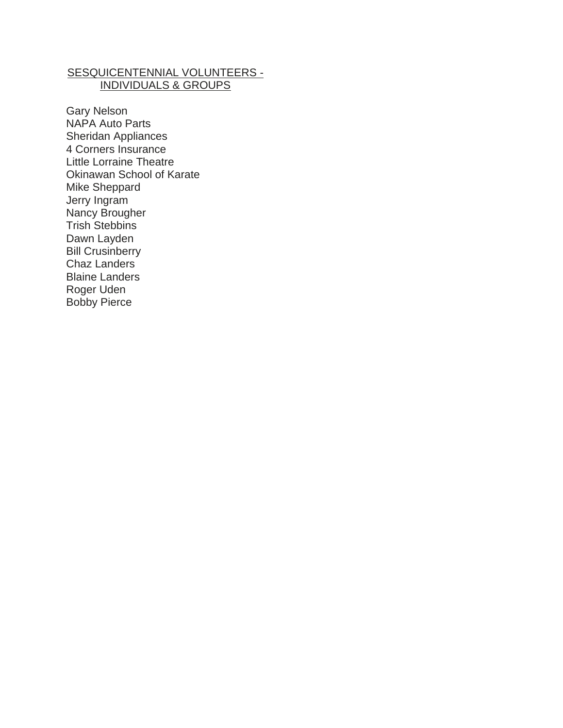<u>SESQUICENTENNIAL VOLUNTEERS - INDIVIDUALS & GROUPS</u>

Gary Nelson
NAPA Auto Parts
Sheridan Appliances
4 Corners Insurance
Little Lorraine Theatre
Okinawan School of Karate
Mike Sheppard
Jerry Ingram
Nancy Brougher
Trish Stebbins
Dawn Layden
Bill Crusinberry
Chaz Landers
Blaine Landers
Roger Uden
Bobby Pierce